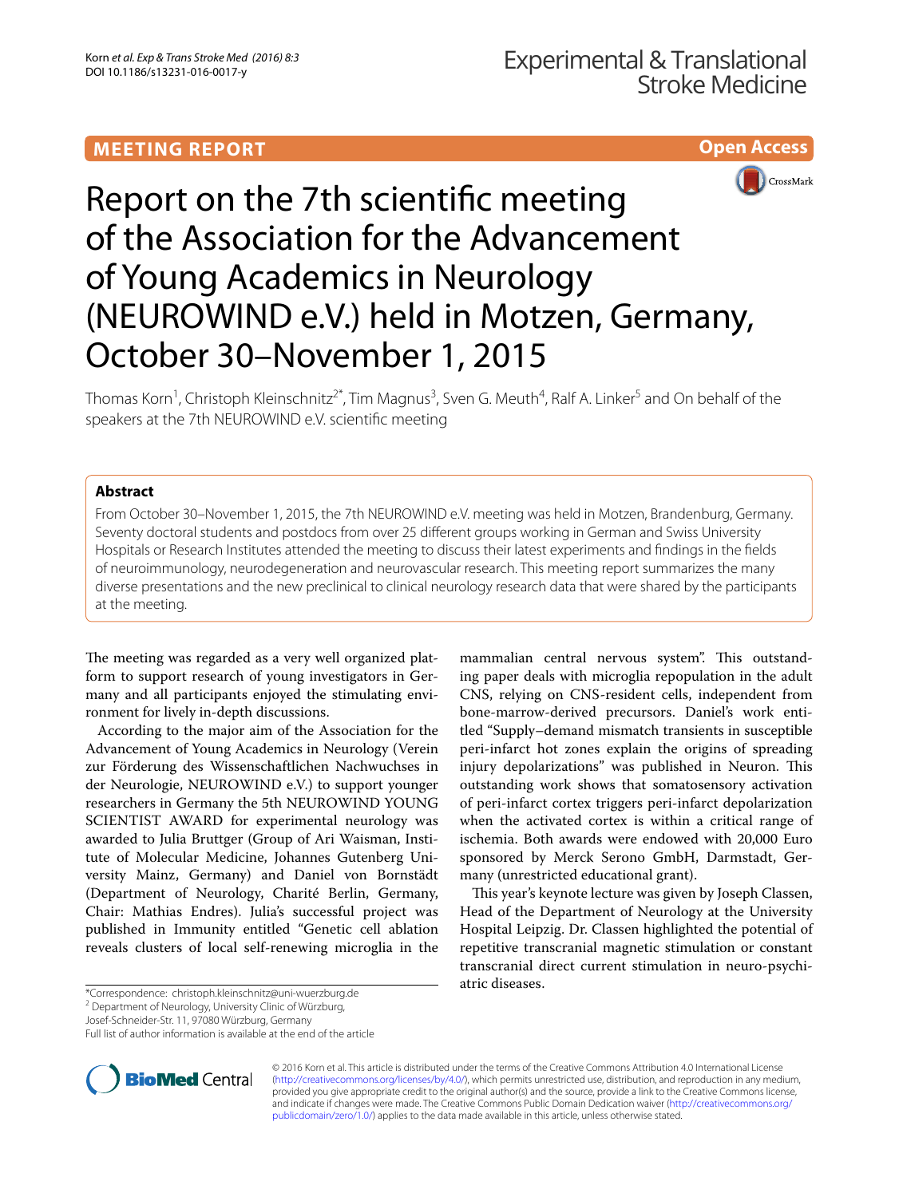MEETING REPORT

Open Access

# Report on the 7th scientific meeting of the Association for the Advancement of Young Academics in Neurology (NEUROWIND e.V.) held in Motzen, Germany, October 30–November 1, 2015

Thomas Korn[1], Christoph Kleinschnitz[2*], Tim Magnus[3], Sven G. Meuth[4], Ralf A. Linker[5] and On behalf of the speakers at the 7th NEUROWIND e.V. scientific meeting

## Abstract

From October 30–November 1, 2015, the 7th NEUROWIND e.V. meeting was held in Motzen, Brandenburg, Germany. Seventy doctoral students and postdocs from over 25 different groups working in German and Swiss University Hospitals or Research Institutes attended the meeting to discuss their latest experiments and findings in the fields of neuroimmunology, neurodegeneration and neurovascular research. This meeting report summarizes the many diverse presentations and the new preclinical to clinical neurology research data that were shared by the participants at the meeting.

The meeting was regarded as a very well organized platform to support research of young investigators in Germany and all participants enjoyed the stimulating environment for lively in-depth discussions.

According to the major aim of the Association for the Advancement of Young Academics in Neurology (Verein zur Förderung des Wissenschaftlichen Nachwuchses in der Neurologie, NEUROWIND e.V.) to support younger researchers in Germany the 5th NEUROWIND YOUNG SCIENTIST AWARD for experimental neurology was awarded to Julia Bruttger (Group of Ari Waisman, Institute of Molecular Medicine, Johannes Gutenberg University Mainz, Germany) and Daniel von Bornstädt (Department of Neurology, Charité Berlin, Germany, Chair: Mathias Endres). Julia's successful project was published in Immunity entitled "Genetic cell ablation reveals clusters of local self-renewing microglia in the mammalian central nervous system". This outstanding paper deals with microglia repopulation in the adult CNS, relying on CNS-resident cells, independent from bone-marrow-derived precursors. Daniel's work entitled "Supply–demand mismatch transients in susceptible peri-infarct hot zones explain the origins of spreading injury depolarizations" was published in Neuron. This outstanding work shows that somatosensory activation of peri-infarct cortex triggers peri-infarct depolarization when the activated cortex is within a critical range of ischemia. Both awards were endowed with 20,000 Euro sponsored by Merck Serono GmbH, Darmstadt, Germany (unrestricted educational grant).

This year's keynote lecture was given by Joseph Classen, Head of the Department of Neurology at the University Hospital Leipzig. Dr. Classen highlighted the potential of repetitive transcranial magnetic stimulation or constant transcranial direct current stimulation in neuro-psychiatric diseases.

*Correspondence: christoph.kleinschnitz@uni-wuerzburg.de
[2] Department of Neurology, University Clinic of Würzburg, Josef-Schneider-Str. 11, 97080 Würzburg, Germany
Full list of author information is available at the end of the article

© 2016 Korn et al. This article is distributed under the terms of the Creative Commons Attribution 4.0 International License (http://creativecommons.org/licenses/by/4.0/), which permits unrestricted use, distribution, and reproduction in any medium, provided you give appropriate credit to the original author(s) and the source, provide a link to the Creative Commons license, and indicate if changes were made. The Creative Commons Public Domain Dedication waiver (http://creativecommons.org/publicdomain/zero/1.0/) applies to the data made available in this article, unless otherwise stated.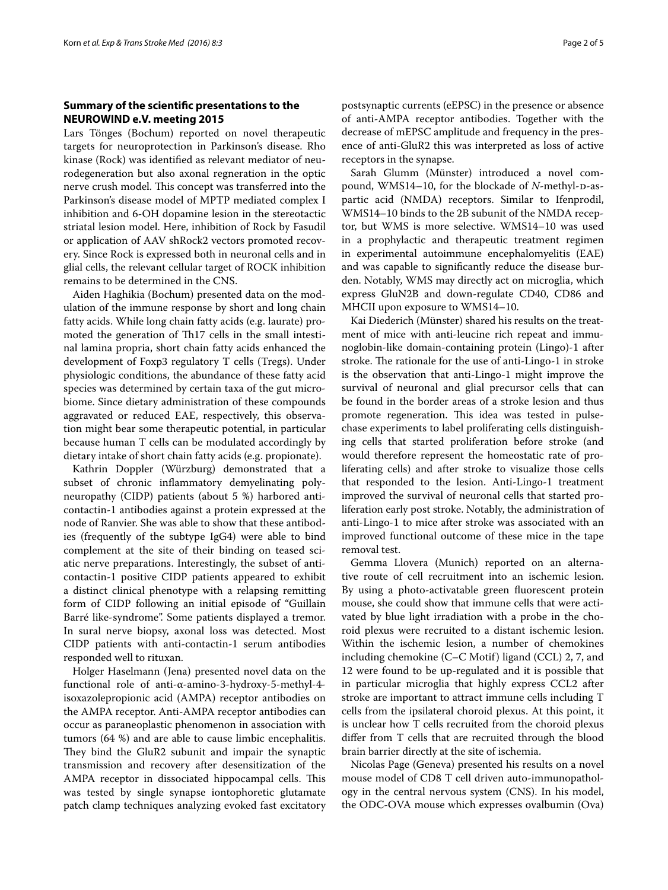## Summary of the scientific presentations to the NEUROWIND e.V. meeting 2015

Lars Tönges (Bochum) reported on novel therapeutic targets for neuroprotection in Parkinson's disease. Rho kinase (Rock) was identified as relevant mediator of neurodegeneration but also axonal regneration in the optic nerve crush model. This concept was transferred into the Parkinson's disease model of MPTP mediated complex I inhibition and 6-OH dopamine lesion in the stereotactic striatal lesion model. Here, inhibition of Rock by Fasudil or application of AAV shRock2 vectors promoted recovery. Since Rock is expressed both in neuronal cells and in glial cells, the relevant cellular target of ROCK inhibition remains to be determined in the CNS.

Aiden Haghikia (Bochum) presented data on the modulation of the immune response by short and long chain fatty acids. While long chain fatty acids (e.g. laurate) promoted the generation of Th17 cells in the small intestinal lamina propria, short chain fatty acids enhanced the development of Foxp3 regulatory T cells (Tregs). Under physiologic conditions, the abundance of these fatty acid species was determined by certain taxa of the gut microbiome. Since dietary administration of these compounds aggravated or reduced EAE, respectively, this observation might bear some therapeutic potential, in particular because human T cells can be modulated accordingly by dietary intake of short chain fatty acids (e.g. propionate).

Kathrin Doppler (Würzburg) demonstrated that a subset of chronic inflammatory demyelinating polyneuropathy (CIDP) patients (about 5 %) harbored anti-contactin-1 antibodies against a protein expressed at the node of Ranvier. She was able to show that these antibodies (frequently of the subtype IgG4) were able to bind complement at the site of their binding on teased sciatic nerve preparations. Interestingly, the subset of anti-contactin-1 positive CIDP patients appeared to exhibit a distinct clinical phenotype with a relapsing remitting form of CIDP following an initial episode of "Guillain Barré like-syndrome". Some patients displayed a tremor. In sural nerve biopsy, axonal loss was detected. Most CIDP patients with anti-contactin-1 serum antibodies responded well to rituxan.

Holger Haselmann (Jena) presented novel data on the functional role of anti-α-amino-3-hydroxy-5-methyl-4-isoxazolepropionic acid (AMPA) receptor antibodies on the AMPA receptor. Anti-AMPA receptor antibodies can occur as paraneoplastic phenomenon in association with tumors (64 %) and are able to cause limbic encephalitis. They bind the GluR2 subunit and impair the synaptic transmission and recovery after desensitization of the AMPA receptor in dissociated hippocampal cells. This was tested by single synapse iontophoretic glutamate patch clamp techniques analyzing evoked fast excitatory postsynaptic currents (eEPSC) in the presence or absence of anti-AMPA receptor antibodies. Together with the decrease of mEPSC amplitude and frequency in the presence of anti-GluR2 this was interpreted as loss of active receptors in the synapse.

Sarah Glumm (Münster) introduced a novel compound, WMS14–10, for the blockade of *N*-methyl-D-aspartic acid (NMDA) receptors. Similar to Ifenprodil, WMS14–10 binds to the 2B subunit of the NMDA receptor, but WMS is more selective. WMS14–10 was used in a prophylactic and therapeutic treatment regimen in experimental autoimmune encephalomyelitis (EAE) and was capable to significantly reduce the disease burden. Notably, WMS may directly act on microglia, which express GluN2B and down-regulate CD40, CD86 and MHCII upon exposure to WMS14–10.

Kai Diederich (Münster) shared his results on the treatment of mice with anti-leucine rich repeat and immunoglobin-like domain-containing protein (Lingo)-1 after stroke. The rationale for the use of anti-Lingo-1 in stroke is the observation that anti-Lingo-1 might improve the survival of neuronal and glial precursor cells that can be found in the border areas of a stroke lesion and thus promote regeneration. This idea was tested in pulse-chase experiments to label proliferating cells distinguishing cells that started proliferation before stroke (and would therefore represent the homeostatic rate of proliferating cells) and after stroke to visualize those cells that responded to the lesion. Anti-Lingo-1 treatment improved the survival of neuronal cells that started proliferation early post stroke. Notably, the administration of anti-Lingo-1 to mice after stroke was associated with an improved functional outcome of these mice in the tape removal test.

Gemma Llovera (Munich) reported on an alternative route of cell recruitment into an ischemic lesion. By using a photo-activatable green fluorescent protein mouse, she could show that immune cells that were activated by blue light irradiation with a probe in the choroid plexus were recruited to a distant ischemic lesion. Within the ischemic lesion, a number of chemokines including chemokine (C–C Motif) ligand (CCL) 2, 7, and 12 were found to be up-regulated and it is possible that in particular microglia that highly express CCL2 after stroke are important to attract immune cells including T cells from the ipsilateral choroid plexus. At this point, it is unclear how T cells recruited from the choroid plexus differ from T cells that are recruited through the blood brain barrier directly at the site of ischemia.

Nicolas Page (Geneva) presented his results on a novel mouse model of CD8 T cell driven auto-immunopathology in the central nervous system (CNS). In his model, the ODC-OVA mouse which expresses ovalbumin (Ova)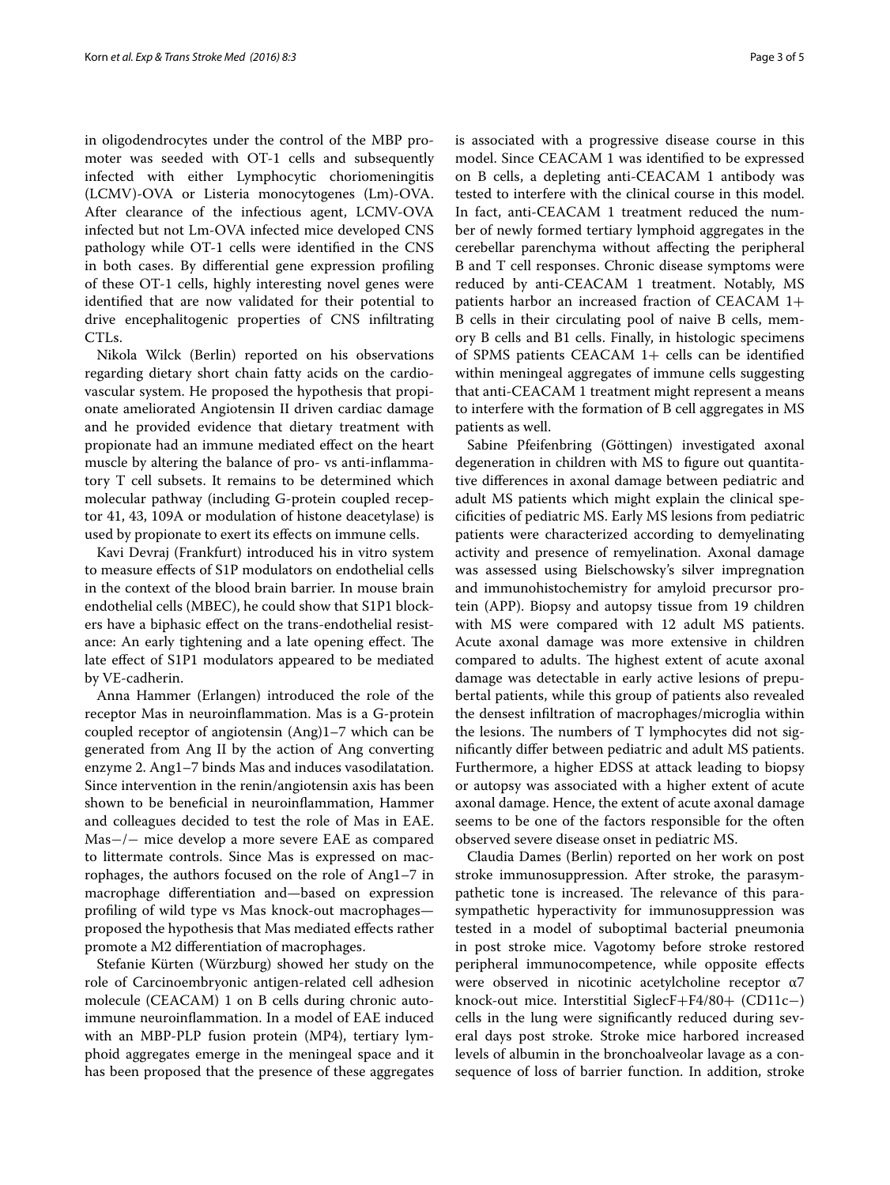in oligodendrocytes under the control of the MBP promoter was seeded with OT-1 cells and subsequently infected with either Lymphocytic choriomeningitis (LCMV)-OVA or Listeria monocytogenes (Lm)-OVA. After clearance of the infectious agent, LCMV-OVA infected but not Lm-OVA infected mice developed CNS pathology while OT-1 cells were identified in the CNS in both cases. By differential gene expression profiling of these OT-1 cells, highly interesting novel genes were identified that are now validated for their potential to drive encephalitogenic properties of CNS infiltrating CTLs.

Nikola Wilck (Berlin) reported on his observations regarding dietary short chain fatty acids on the cardiovascular system. He proposed the hypothesis that propionate ameliorated Angiotensin II driven cardiac damage and he provided evidence that dietary treatment with propionate had an immune mediated effect on the heart muscle by altering the balance of pro- vs anti-inflammatory T cell subsets. It remains to be determined which molecular pathway (including G-protein coupled receptor 41, 43, 109A or modulation of histone deacetylase) is used by propionate to exert its effects on immune cells.

Kavi Devraj (Frankfurt) introduced his in vitro system to measure effects of S1P modulators on endothelial cells in the context of the blood brain barrier. In mouse brain endothelial cells (MBEC), he could show that S1P1 blockers have a biphasic effect on the trans-endothelial resistance: An early tightening and a late opening effect. The late effect of S1P1 modulators appeared to be mediated by VE-cadherin.

Anna Hammer (Erlangen) introduced the role of the receptor Mas in neuroinflammation. Mas is a G-protein coupled receptor of angiotensin (Ang)1–7 which can be generated from Ang II by the action of Ang converting enzyme 2. Ang1–7 binds Mas and induces vasodilatation. Since intervention in the renin/angiotensin axis has been shown to be beneficial in neuroinflammation, Hammer and colleagues decided to test the role of Mas in EAE. Mas−/− mice develop a more severe EAE as compared to littermate controls. Since Mas is expressed on macrophages, the authors focused on the role of Ang1–7 in macrophage differentiation and—based on expression profiling of wild type vs Mas knock-out macrophages—proposed the hypothesis that Mas mediated effects rather promote a M2 differentiation of macrophages.

Stefanie Kürten (Würzburg) showed her study on the role of Carcinoembryonic antigen-related cell adhesion molecule (CEACAM) 1 on B cells during chronic autoimmune neuroinflammation. In a model of EAE induced with an MBP-PLP fusion protein (MP4), tertiary lymphoid aggregates emerge in the meningeal space and it has been proposed that the presence of these aggregates is associated with a progressive disease course in this model. Since CEACAM 1 was identified to be expressed on B cells, a depleting anti-CEACAM 1 antibody was tested to interfere with the clinical course in this model. In fact, anti-CEACAM 1 treatment reduced the number of newly formed tertiary lymphoid aggregates in the cerebellar parenchyma without affecting the peripheral B and T cell responses. Chronic disease symptoms were reduced by anti-CEACAM 1 treatment. Notably, MS patients harbor an increased fraction of CEACAM 1+ B cells in their circulating pool of naive B cells, memory B cells and B1 cells. Finally, in histologic specimens of SPMS patients CEACAM 1+ cells can be identified within meningeal aggregates of immune cells suggesting that anti-CEACAM 1 treatment might represent a means to interfere with the formation of B cell aggregates in MS patients as well.

Sabine Pfeifenbring (Göttingen) investigated axonal degeneration in children with MS to figure out quantitative differences in axonal damage between pediatric and adult MS patients which might explain the clinical specificities of pediatric MS. Early MS lesions from pediatric patients were characterized according to demyelinating activity and presence of remyelination. Axonal damage was assessed using Bielschowsky's silver impregnation and immunohistochemistry for amyloid precursor protein (APP). Biopsy and autopsy tissue from 19 children with MS were compared with 12 adult MS patients. Acute axonal damage was more extensive in children compared to adults. The highest extent of acute axonal damage was detectable in early active lesions of prepubertal patients, while this group of patients also revealed the densest infiltration of macrophages/microglia within the lesions. The numbers of T lymphocytes did not significantly differ between pediatric and adult MS patients. Furthermore, a higher EDSS at attack leading to biopsy or autopsy was associated with a higher extent of acute axonal damage. Hence, the extent of acute axonal damage seems to be one of the factors responsible for the often observed severe disease onset in pediatric MS.

Claudia Dames (Berlin) reported on her work on post stroke immunosuppression. After stroke, the parasympathetic tone is increased. The relevance of this parasympathetic hyperactivity for immunosuppression was tested in a model of suboptimal bacterial pneumonia in post stroke mice. Vagotomy before stroke restored peripheral immunocompetence, while opposite effects were observed in nicotinic acetylcholine receptor α7 knock-out mice. Interstitial SiglecF+F4/80+ (CD11c−) cells in the lung were significantly reduced during several days post stroke. Stroke mice harbored increased levels of albumin in the bronchoalveolar lavage as a consequence of loss of barrier function. In addition, stroke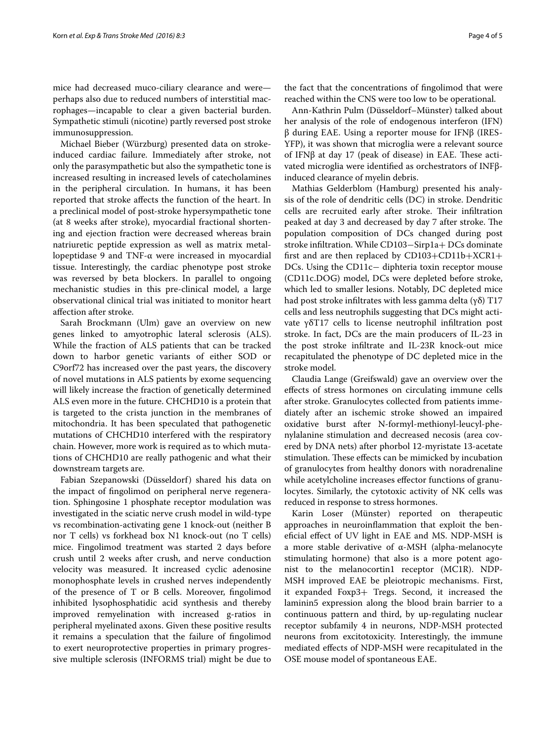mice had decreased muco-ciliary clearance and were—perhaps also due to reduced numbers of interstitial macrophages—incapable to clear a given bacterial burden. Sympathetic stimuli (nicotine) partly reversed post stroke immunosuppression.

Michael Bieber (Würzburg) presented data on stroke-induced cardiac failure. Immediately after stroke, not only the parasympathetic but also the sympathetic tone is increased resulting in increased levels of catecholamines in the peripheral circulation. In humans, it has been reported that stroke affects the function of the heart. In a preclinical model of post-stroke hypersympathetic tone (at 8 weeks after stroke), myocardial fractional shortening and ejection fraction were decreased whereas brain natriuretic peptide expression as well as matrix metallopeptidase 9 and TNF-α were increased in myocardial tissue. Interestingly, the cardiac phenotype post stroke was reversed by beta blockers. In parallel to ongoing mechanistic studies in this pre-clinical model, a large observational clinical trial was initiated to monitor heart affection after stroke.

Sarah Brockmann (Ulm) gave an overview on new genes linked to amyotrophic lateral sclerosis (ALS). While the fraction of ALS patients that can be tracked down to harbor genetic variants of either SOD or C9orf72 has increased over the past years, the discovery of novel mutations in ALS patients by exome sequencing will likely increase the fraction of genetically determined ALS even more in the future. CHCHD10 is a protein that is targeted to the crista junction in the membranes of mitochondria. It has been speculated that pathogenetic mutations of CHCHD10 interfered with the respiratory chain. However, more work is required as to which mutations of CHCHD10 are really pathogenic and what their downstream targets are.

Fabian Szepanowski (Düsseldorf) shared his data on the impact of fingolimod on peripheral nerve regeneration. Sphingosine 1 phosphate receptor modulation was investigated in the sciatic nerve crush model in wild-type vs recombination-activating gene 1 knock-out (neither B nor T cells) vs forkhead box N1 knock-out (no T cells) mice. Fingolimod treatment was started 2 days before crush until 2 weeks after crush, and nerve conduction velocity was measured. It increased cyclic adenosine monophosphate levels in crushed nerves independently of the presence of T or B cells. Moreover, fingolimod inhibited lysophosphatidic acid synthesis and thereby improved remyelination with increased g-ratios in peripheral myelinated axons. Given these positive results it remains a speculation that the failure of fingolimod to exert neuroprotective properties in primary progressive multiple sclerosis (INFORMS trial) might be due to the fact that the concentrations of fingolimod that were reached within the CNS were too low to be operational.

Ann-Kathrin Pulm (Düsseldorf–Münster) talked about her analysis of the role of endogenous interferon (IFN) β during EAE. Using a reporter mouse for IFNβ (IRES-YFP), it was shown that microglia were a relevant source of IFNβ at day 17 (peak of disease) in EAE. These activated microglia were identified as orchestrators of INFβ-induced clearance of myelin debris.

Mathias Gelderblom (Hamburg) presented his analysis of the role of dendritic cells (DC) in stroke. Dendritic cells are recruited early after stroke. Their infiltration peaked at day 3 and decreased by day 7 after stroke. The population composition of DCs changed during post stroke infiltration. While CD103−Sirp1a+ DCs dominate first and are then replaced by CD103+CD11b+XCR1+ DCs. Using the CD11c− diphteria toxin receptor mouse (CD11c.DOG) model, DCs were depleted before stroke, which led to smaller lesions. Notably, DC depleted mice had post stroke infiltrates with less gamma delta (γδ) T17 cells and less neutrophils suggesting that DCs might activate γδT17 cells to license neutrophil infiltration post stroke. In fact, DCs are the main producers of IL-23 in the post stroke infiltrate and IL-23R knock-out mice recapitulated the phenotype of DC depleted mice in the stroke model.

Claudia Lange (Greifswald) gave an overview over the effects of stress hormones on circulating immune cells after stroke. Granulocytes collected from patients immediately after an ischemic stroke showed an impaired oxidative burst after N-formyl-methionyl-leucyl-phenylalanine stimulation and decreased necosis (area covered by DNA nets) after phorbol 12-myristate 13-acetate stimulation. These effects can be mimicked by incubation of granulocytes from healthy donors with noradrenaline while acetylcholine increases effector functions of granulocytes. Similarly, the cytotoxic activity of NK cells was reduced in response to stress hormones.

Karin Loser (Münster) reported on therapeutic approaches in neuroinflammation that exploit the beneficial effect of UV light in EAE and MS. NDP-MSH is a more stable derivative of α-MSH (alpha-melanocyte stimulating hormone) that also is a more potent agonist to the melanocortin1 receptor (MC1R). NDP-MSH improved EAE be pleiotropic mechanisms. First, it expanded Foxp3+ Tregs. Second, it increased the laminin5 expression along the blood brain barrier to a continuous pattern and third, by up-regulating nuclear receptor subfamily 4 in neurons, NDP-MSH protected neurons from excitotoxicity. Interestingly, the immune mediated effects of NDP-MSH were recapitulated in the OSE mouse model of spontaneous EAE.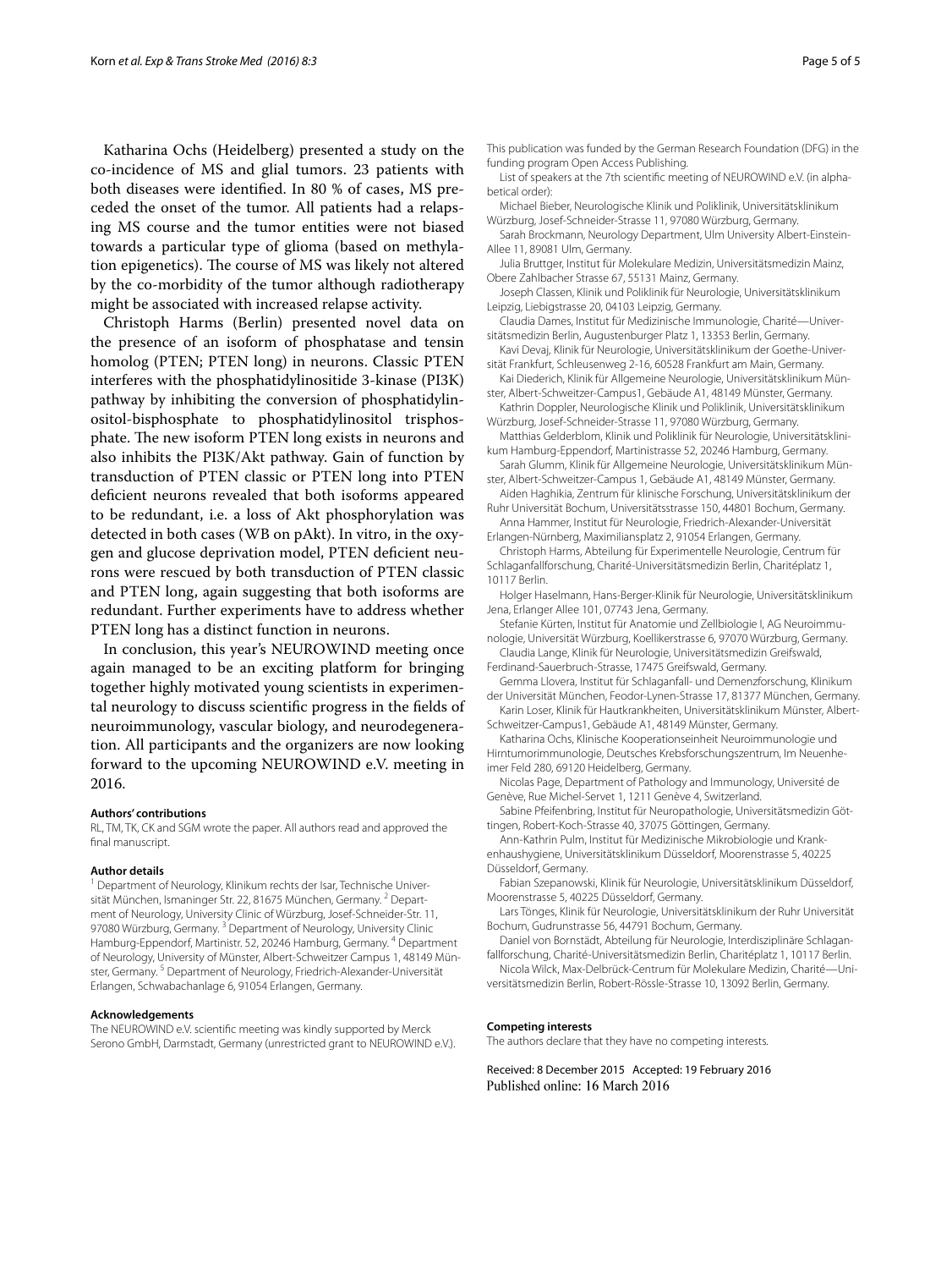Katharina Ochs (Heidelberg) presented a study on the co-incidence of MS and glial tumors. 23 patients with both diseases were identified. In 80 % of cases, MS preceded the onset of the tumor. All patients had a relapsing MS course and the tumor entities were not biased towards a particular type of glioma (based on methylation epigenetics). The course of MS was likely not altered by the co-morbidity of the tumor although radiotherapy might be associated with increased relapse activity.

Christoph Harms (Berlin) presented novel data on the presence of an isoform of phosphatase and tensin homolog (PTEN; PTEN long) in neurons. Classic PTEN interferes with the phosphatidylinositide 3-kinase (PI3K) pathway by inhibiting the conversion of phosphatidylinositol-bisphosphate to phosphatidylinositol trisphosphate. The new isoform PTEN long exists in neurons and also inhibits the PI3K/Akt pathway. Gain of function by transduction of PTEN classic or PTEN long into PTEN deficient neurons revealed that both isoforms appeared to be redundant, i.e. a loss of Akt phosphorylation was detected in both cases (WB on pAkt). In vitro, in the oxygen and glucose deprivation model, PTEN deficient neurons were rescued by both transduction of PTEN classic and PTEN long, again suggesting that both isoforms are redundant. Further experiments have to address whether PTEN long has a distinct function in neurons.

In conclusion, this year's NEUROWIND meeting once again managed to be an exciting platform for bringing together highly motivated young scientists in experimental neurology to discuss scientific progress in the fields of neuroimmunology, vascular biology, and neurodegeneration. All participants and the organizers are now looking forward to the upcoming NEUROWIND e.V. meeting in 2016.

#### Authors' contributions

RL, TM, TK, CK and SGM wrote the paper. All authors read and approved the final manuscript.

#### Author details

[1] Department of Neurology, Klinikum rechts der Isar, Technische Universität München, Ismaninger Str. 22, 81675 München, Germany. [2] Department of Neurology, University Clinic of Würzburg, Josef-Schneider-Str. 11, 97080 Würzburg, Germany. [3] Department of Neurology, University Clinic Hamburg-Eppendorf, Martinistr. 52, 20246 Hamburg, Germany. [4] Department of Neurology, University of Münster, Albert-Schweitzer Campus 1, 48149 Münster, Germany. [5] Department of Neurology, Friedrich-Alexander-Universität Erlangen, Schwabachanlage 6, 91054 Erlangen, Germany.

#### Acknowledgements

The NEUROWIND e.V. scientific meeting was kindly supported by Merck Serono GmbH, Darmstadt, Germany (unrestricted grant to NEUROWIND e.V.).

This publication was funded by the German Research Foundation (DFG) in the funding program Open Access Publishing.

List of speakers at the 7th scientific meeting of NEUROWIND e.V. (in alphabetical order):

Michael Bieber, Neurologische Klinik und Poliklinik, Universitätsklinikum Würzburg, Josef-Schneider-Strasse 11, 97080 Würzburg, Germany.

Sarah Brockmann, Neurology Department, Ulm University Albert-Einstein-Allee 11, 89081 Ulm, Germany.

Julia Bruttger, Institut für Molekulare Medizin, Universitätsmedizin Mainz, Obere Zahlbacher Strasse 67, 55131 Mainz, Germany.

Joseph Classen, Klinik und Poliklinik für Neurologie, Universitätsklinikum Leipzig, Liebigstrasse 20, 04103 Leipzig, Germany.

Claudia Dames, Institut für Medizinische Immunologie, Charité—Universitätsmedizin Berlin, Augustenburger Platz 1, 13353 Berlin, Germany.

Kavi Devaj, Klinik für Neurologie, Universitätsklinikum der Goethe-Universität Frankfurt, Schleusenweg 2-16, 60528 Frankfurt am Main, Germany.

Kai Diederich, Klinik für Allgemeine Neurologie, Universitätsklinikum Münster, Albert-Schweitzer-Campus1, Gebäude A1, 48149 Münster, Germany.

Kathrin Doppler, Neurologische Klinik und Poliklinik, Universitätsklinikum Würzburg, Josef-Schneider-Strasse 11, 97080 Würzburg, Germany.

Matthias Gelderblom, Klinik und Poliklinik für Neurologie, Universitätsklinikum Hamburg-Eppendorf, Martinistrasse 52, 20246 Hamburg, Germany.

Sarah Glumm, Klinik für Allgemeine Neurologie, Universitätsklinikum Münster, Albert-Schweitzer-Campus 1, Gebäude A1, 48149 Münster, Germany.

Aiden Haghikia, Zentrum für klinische Forschung, Universitätsklinikum der Ruhr Universität Bochum, Universitätsstrasse 150, 44801 Bochum, Germany.

Anna Hammer, Institut für Neurologie, Friedrich-Alexander-Universität Erlangen-Nürnberg, Maximiliansplatz 2, 91054 Erlangen, Germany.

Christoph Harms, Abteilung für Experimentelle Neurologie, Centrum für Schlaganfallforschung, Charité-Universitätsmedizin Berlin, Charitéplatz 1, 10117 Berlin.

Holger Haselmann, Hans-Berger-Klinik für Neurologie, Universitätsklinikum Jena, Erlanger Allee 101, 07743 Jena, Germany.

Stefanie Kürten, Institut für Anatomie und Zellbiologie I, AG Neuroimmunologie, Universität Würzburg, Koellikerstrasse 6, 97070 Würzburg, Germany.

Claudia Lange, Klinik für Neurologie, Universitätsmedizin Greifswald, Ferdinand-Sauerbruch-Strasse, 17475 Greifswald, Germany.

Gemma Llovera, Institut für Schlaganfall- und Demenzforschung, Klinikum der Universität München, Feodor-Lynen-Strasse 17, 81377 München, Germany.

Karin Loser, Klinik für Hautkrankheiten, Universitätsklinikum Münster, Albert-Schweitzer-Campus1, Gebäude A1, 48149 Münster, Germany.

Katharina Ochs, Klinische Kooperationseinheit Neuroimmunologie und Hirntumorimmunologie, Deutsches Krebsforschungszentrum, Im Neuenheimer Feld 280, 69120 Heidelberg, Germany.

Nicolas Page, Department of Pathology and Immunology, Université de Genève, Rue Michel-Servet 1, 1211 Genève 4, Switzerland.

Sabine Pfeifenbring, Institut für Neuropathologie, Universitätsmedizin Göttingen, Robert-Koch-Strasse 40, 37075 Göttingen, Germany.

Ann-Kathrin Pulm, Institut für Medizinische Mikrobiologie und Krankenhaushygiene, Universitätsklinikum Düsseldorf, Moorenstrasse 5, 40225 Düsseldorf, Germany.

Fabian Szepanowski, Klinik für Neurologie, Universitätsklinikum Düsseldorf, Moorenstrasse 5, 40225 Düsseldorf, Germany.

Lars Tönges, Klinik für Neurologie, Universitätsklinikum der Ruhr Universität Bochum, Gudrunstrasse 56, 44791 Bochum, Germany.

Daniel von Bornstädt, Abteilung für Neurologie, Interdisziplinäre Schlaganfallforschung, Charité-Universitätsmedizin Berlin, Charitéplatz 1, 10117 Berlin.

Nicola Wilck, Max-Delbrück-Centrum für Molekulare Medizin, Charité—Universitätsmedizin Berlin, Robert-Rössle-Strasse 10, 13092 Berlin, Germany.

#### Competing interests

The authors declare that they have no competing interests.

Received: 8 December 2015 Accepted: 19 February 2016
Published online: 16 March 2016